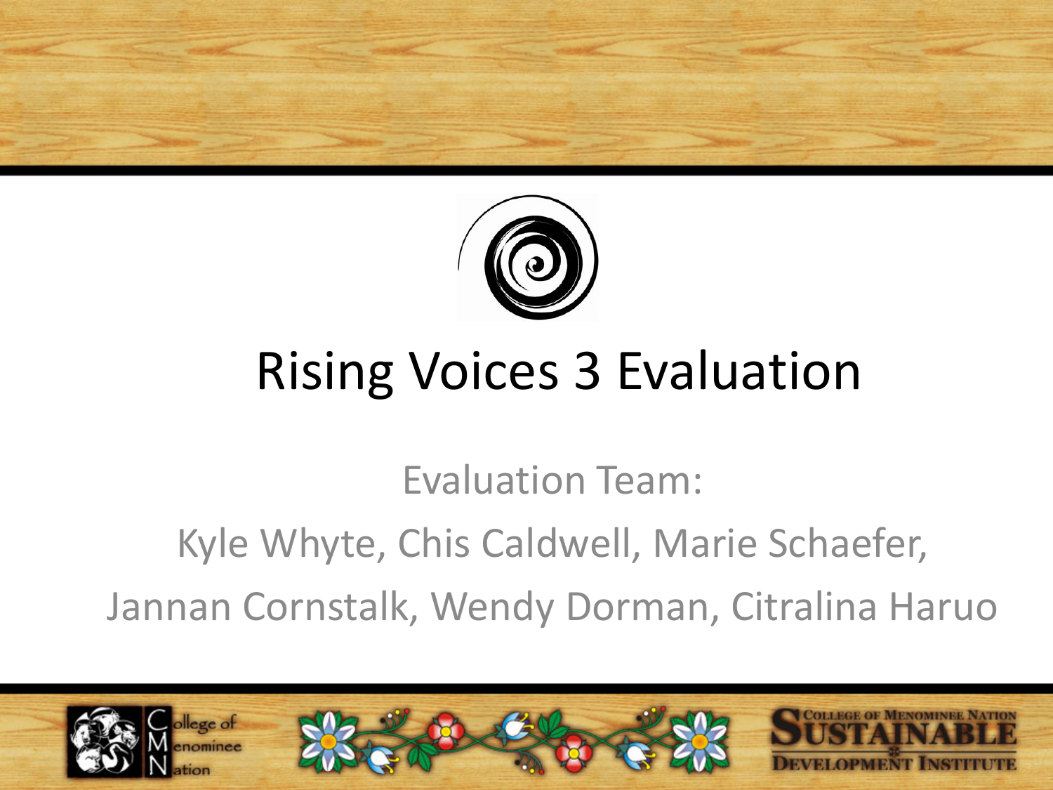# Rising Voices 3 Evaluation

Evaluation Team:

Kyle Whyte, Chis Caldwell, Marie Schaefer,

Jannan Cornstalk, Wendy Dorman, Citralina Haruo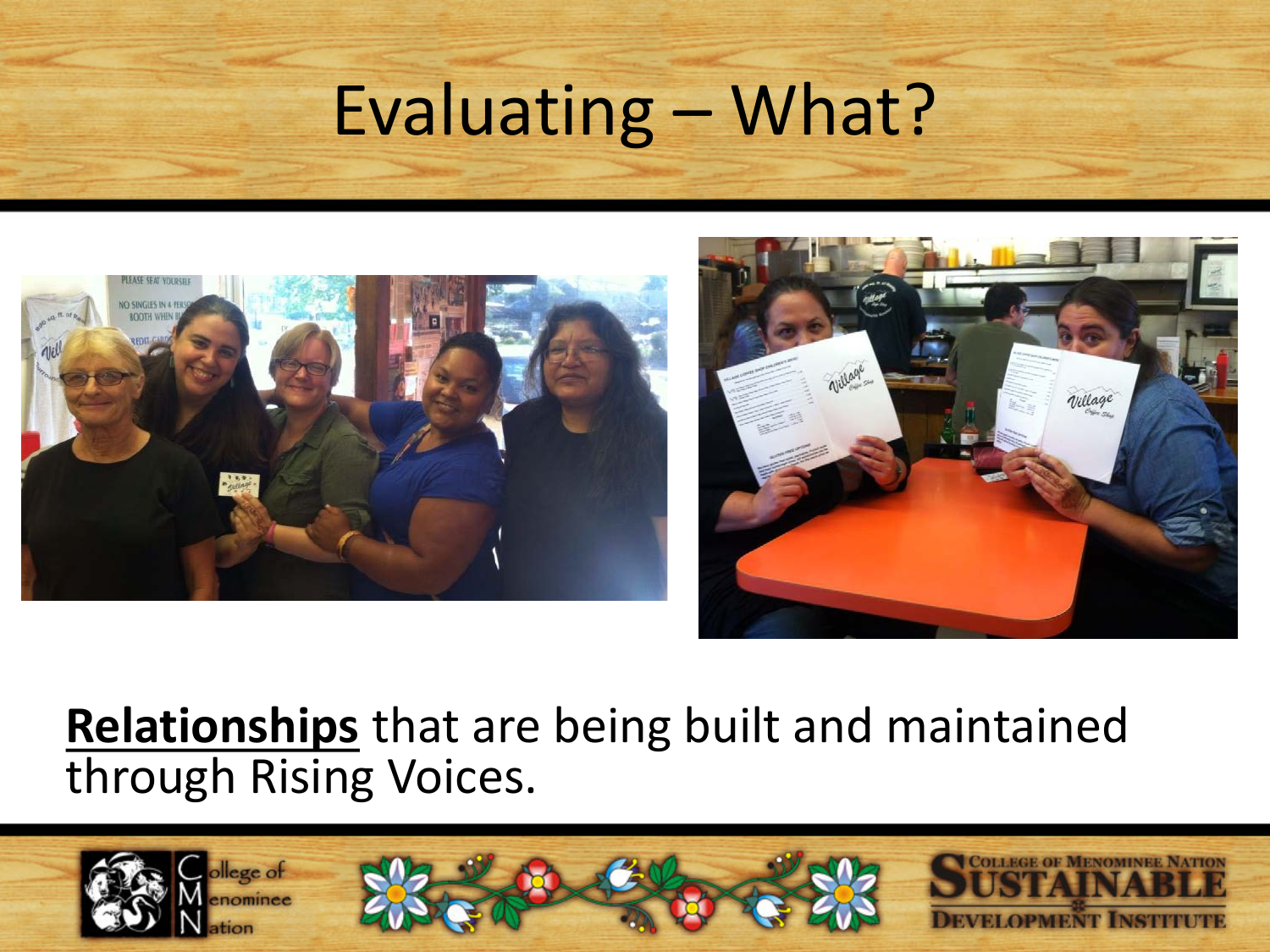# Evaluating – What?

**Relationships** that are being built and maintained through Rising Voices.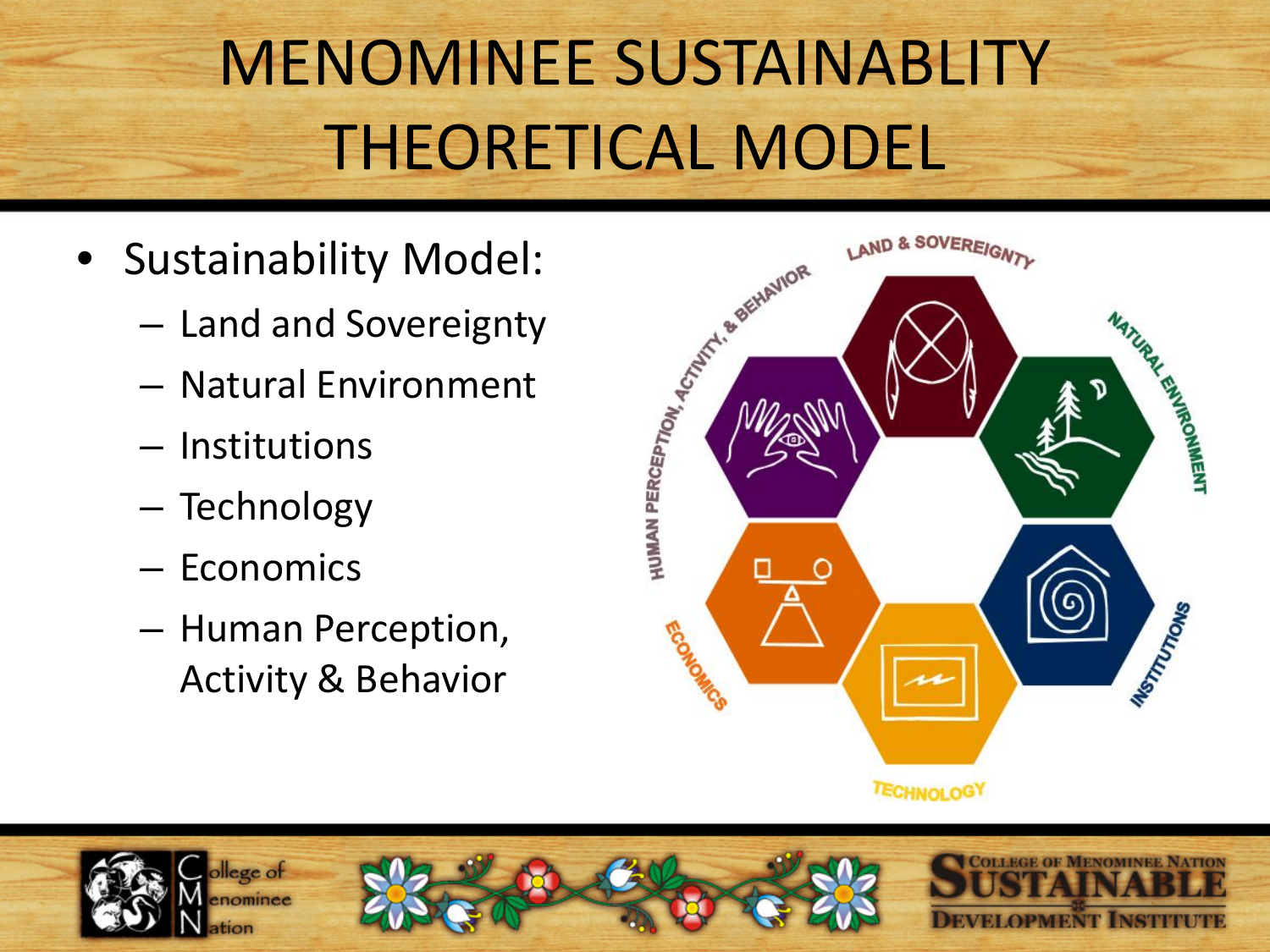# MENOMINEE SUSTAINABLITY THEORETICAL MODEL

- Sustainability Model:
  - Land and Sovereignty
  - Natural Environment
  - Institutions
  - Technology
  - Economics
  - Human Perception, Activity & Behavior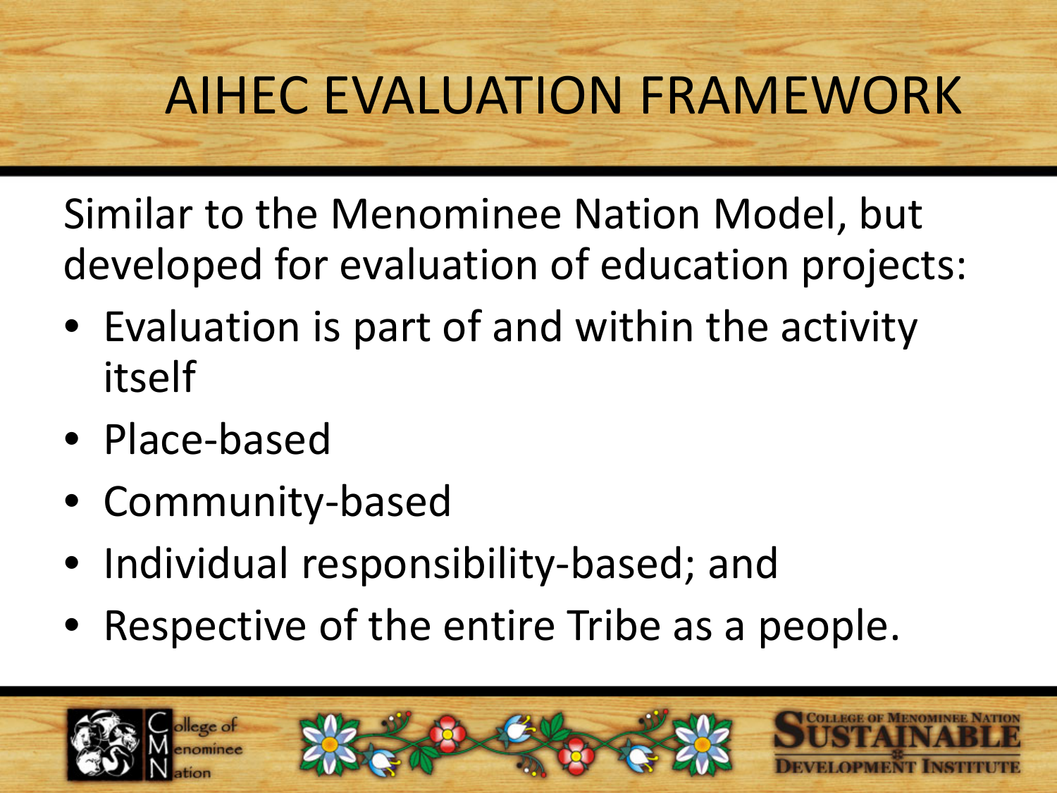# AIHEC EVALUATION FRAMEWORK

Similar to the Menominee Nation Model, but developed for evaluation of education projects:

- Evaluation is part of and within the activity itself
- Place-based
- Community-based
- Individual responsibility-based; and
- Respective of the entire Tribe as a people.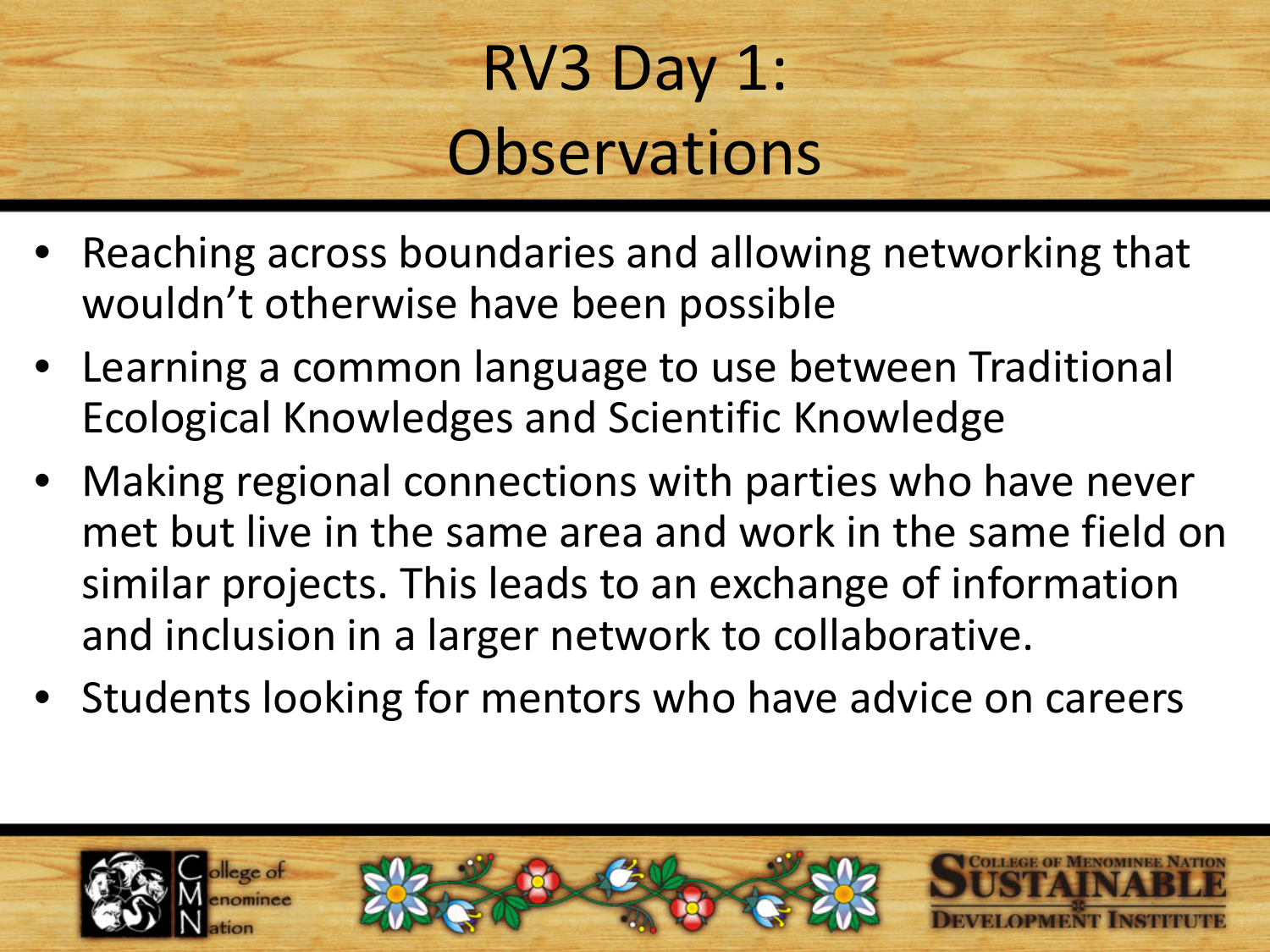# RV3 Day 1: Observations

- Reaching across boundaries and allowing networking that wouldn't otherwise have been possible
- Learning a common language to use between Traditional Ecological Knowledges and Scientific Knowledge
- Making regional connections with parties who have never met but live in the same area and work in the same field on similar projects. This leads to an exchange of information and inclusion in a larger network to collaborative.
- Students looking for mentors who have advice on careers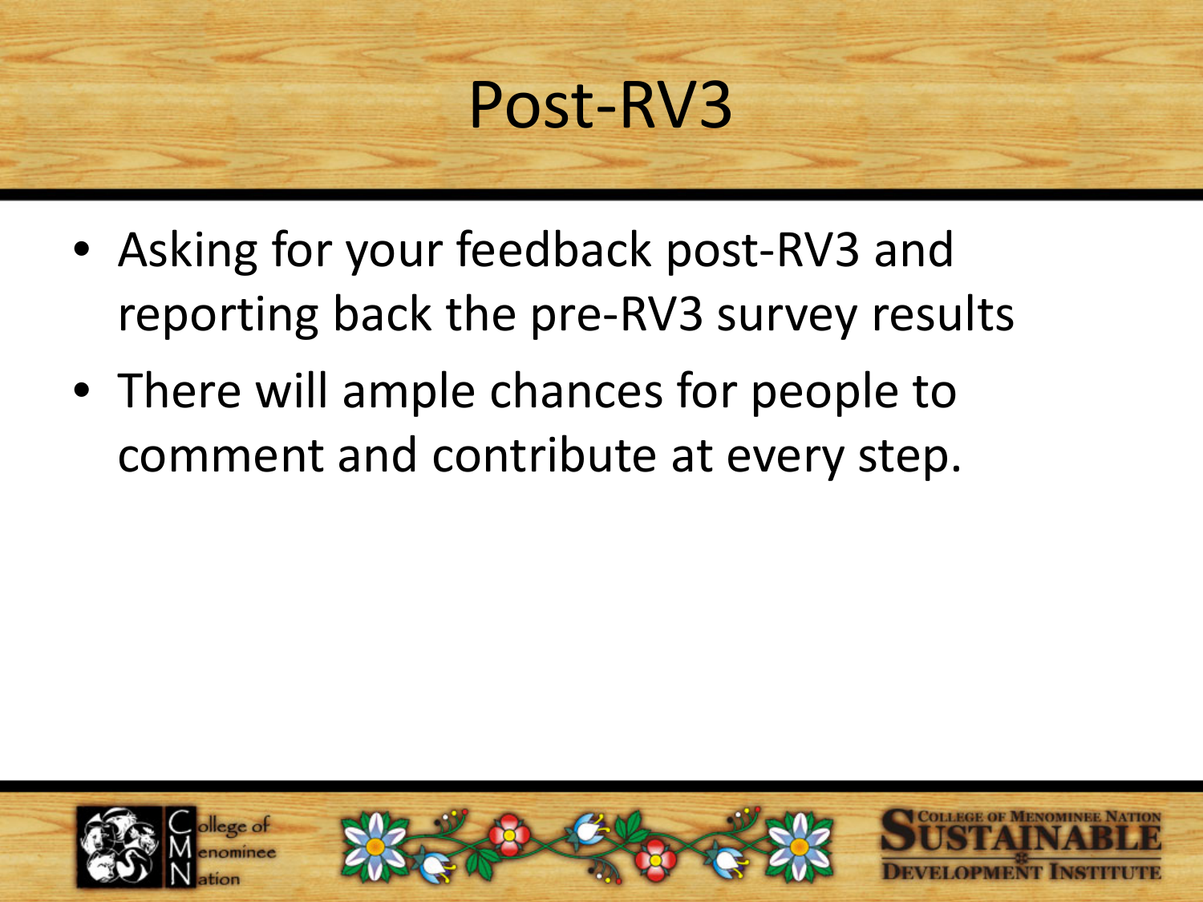# Post-RV3

- Asking for your feedback post-RV3 and reporting back the pre-RV3 survey results
- There will ample chances for people to comment and contribute at every step.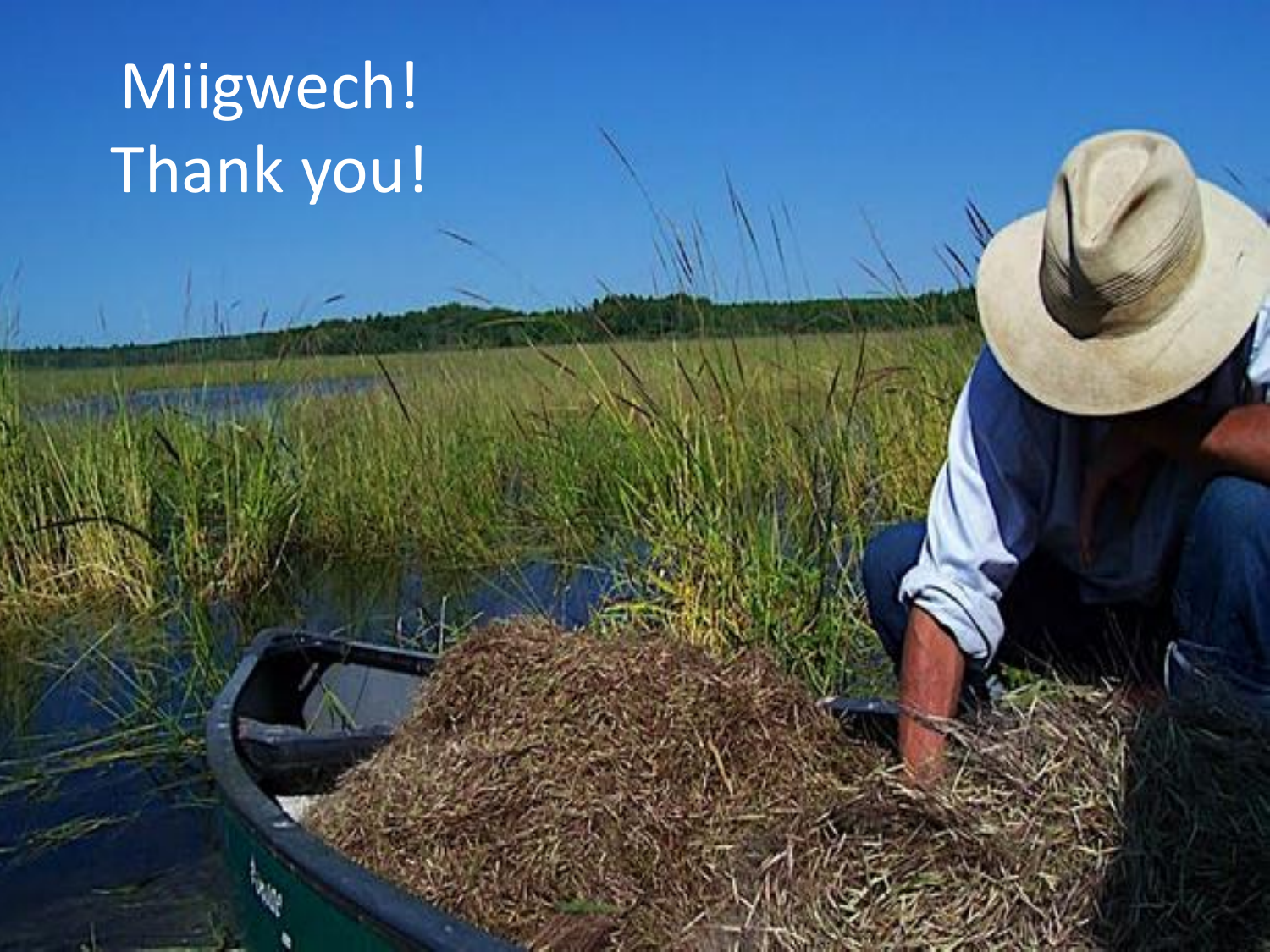Miigwech!

Thank you!